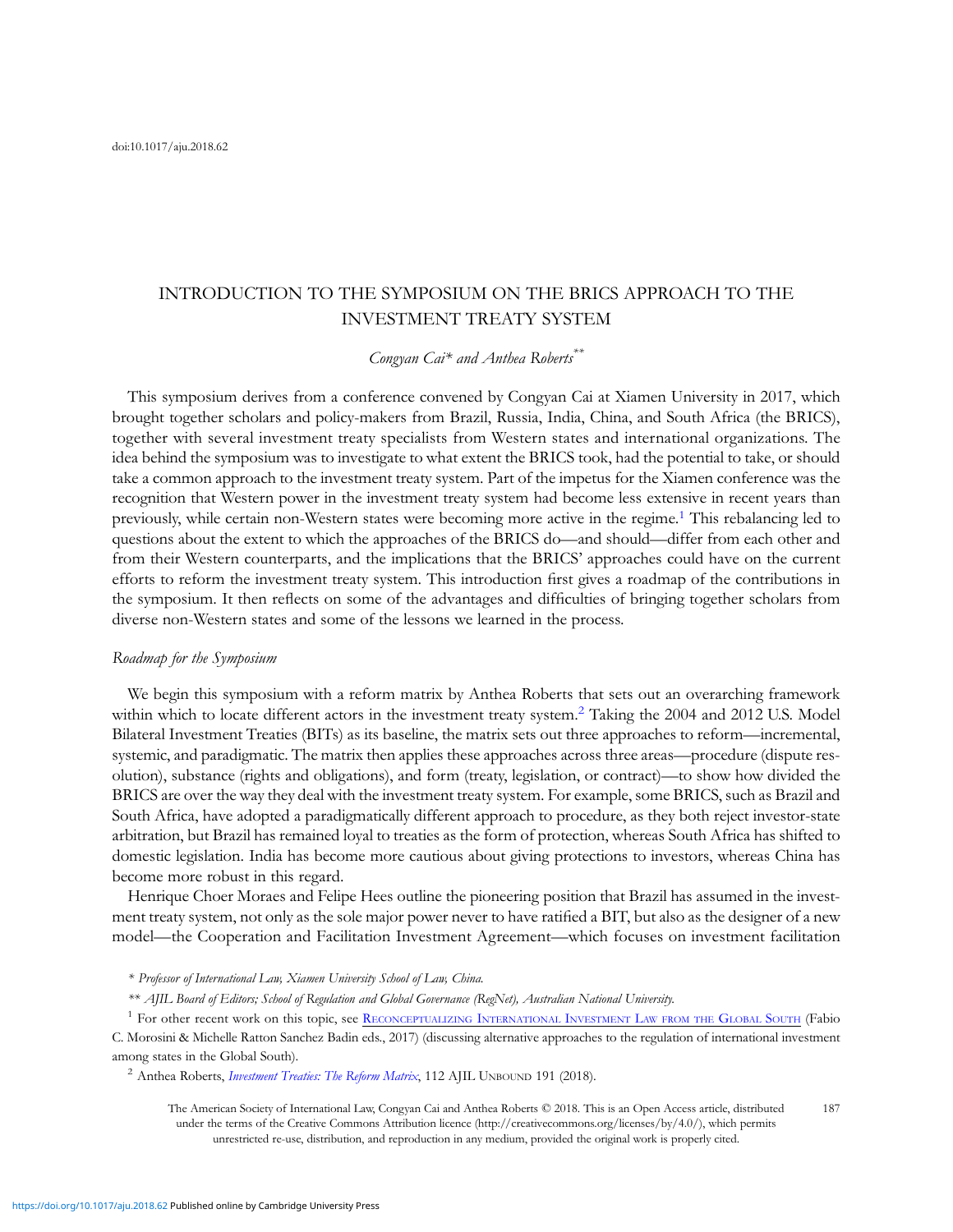doi:10.1017/aju.2018.62

# INTRODUCTION TO THE SYMPOSIUM ON THE BRICS APPROACH TO THE INVESTMENT TREATY SYSTEM

*Congyan Cai\* and Anthea Roberts\*\**

This symposium derives from a conference convened by Congyan Cai at Xiamen University in 2017, which brought together scholars and policy-makers from Brazil, Russia, India, China, and South Africa (the BRICS), together with several investment treaty specialists from Western states and international organizations. The idea behind the symposium was to investigate to what extent the BRICS took, had the potential to take, or should take a common approach to the investment treaty system. Part of the impetus for the Xiamen conference was the recognition that Western power in the investment treaty system had become less extensive in recent years than previously, while certain non-Western states were becoming more active in the regime.[1] This rebalancing led to questions about the extent to which the approaches of the BRICS do—and should—differ from each other and from their Western counterparts, and the implications that the BRICS' approaches could have on the current efforts to reform the investment treaty system. This introduction first gives a roadmap of the contributions in the symposium. It then reflects on some of the advantages and difficulties of bringing together scholars from diverse non-Western states and some of the lessons we learned in the process.

## *Roadmap for the Symposium*

We begin this symposium with a reform matrix by Anthea Roberts that sets out an overarching framework within which to locate different actors in the investment treaty system.[2] Taking the 2004 and 2012 U.S. Model Bilateral Investment Treaties (BITs) as its baseline, the matrix sets out three approaches to reform—incremental, systemic, and paradigmatic. The matrix then applies these approaches across three areas—procedure (dispute resolution), substance (rights and obligations), and form (treaty, legislation, or contract)—to show how divided the BRICS are over the way they deal with the investment treaty system. For example, some BRICS, such as Brazil and South Africa, have adopted a paradigmatically different approach to procedure, as they both reject investor-state arbitration, but Brazil has remained loyal to treaties as the form of protection, whereas South Africa has shifted to domestic legislation. India has become more cautious about giving protections to investors, whereas China has become more robust in this regard.

Henrique Choer Moraes and Felipe Hees outline the pioneering position that Brazil has assumed in the investment treaty system, not only as the sole major power never to have ratified a BIT, but also as the designer of a new model—the Cooperation and Facilitation Investment Agreement—which focuses on investment facilitation

\* *Professor of International Law, Xiamen University School of Law, China.*

\*\* *AJIL Board of Editors; School of Regulation and Global Governance (RegNet), Australian National University.*

[1] For other recent work on this topic, see Reconceptualizing International Investment Law from the Global South (Fabio C. Morosini & Michelle Ratton Sanchez Badin eds., 2017) (discussing alternative approaches to the regulation of international investment among states in the Global South).

[2] Anthea Roberts, *Investment Treaties: The Reform Matrix*, 112 AJIL Unbound 191 (2018).

The American Society of International Law, Congyan Cai and Anthea Roberts © 2018. This is an Open Access article, distributed under the terms of the Creative Commons Attribution licence (http://creativecommons.org/licenses/by/4.0/), which permits unrestricted re-use, distribution, and reproduction in any medium, provided the original work is properly cited.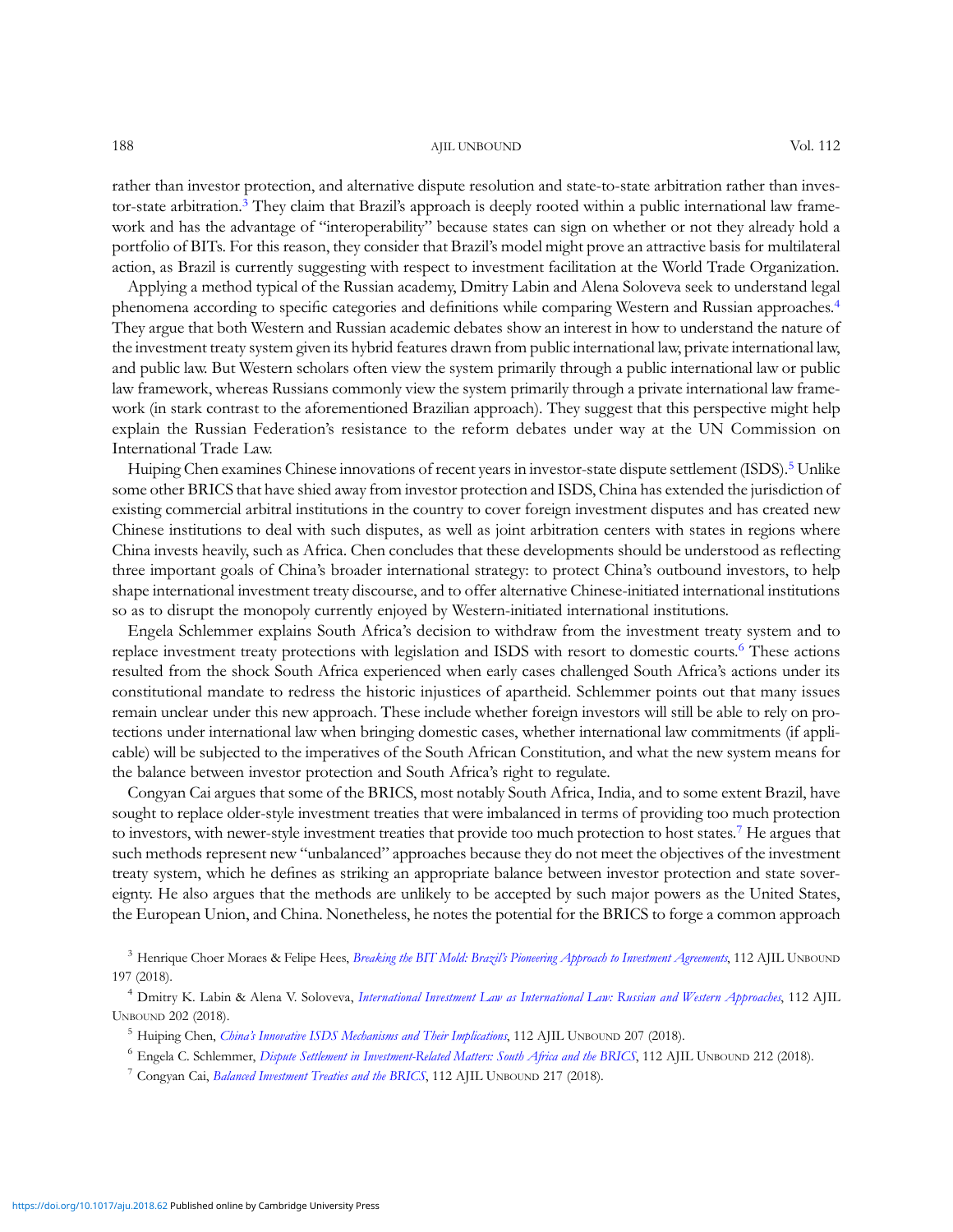rather than investor protection, and alternative dispute resolution and state-to-state arbitration rather than investor-state arbitration.[3] They claim that Brazil's approach is deeply rooted within a public international law framework and has the advantage of "interoperability" because states can sign on whether or not they already hold a portfolio of BITs. For this reason, they consider that Brazil's model might prove an attractive basis for multilateral action, as Brazil is currently suggesting with respect to investment facilitation at the World Trade Organization.

Applying a method typical of the Russian academy, Dmitry Labin and Alena Soloveva seek to understand legal phenomena according to specific categories and definitions while comparing Western and Russian approaches.[4] They argue that both Western and Russian academic debates show an interest in how to understand the nature of the investment treaty system given its hybrid features drawn from public international law, private international law, and public law. But Western scholars often view the system primarily through a public international law or public law framework, whereas Russians commonly view the system primarily through a private international law framework (in stark contrast to the aforementioned Brazilian approach). They suggest that this perspective might help explain the Russian Federation's resistance to the reform debates under way at the UN Commission on International Trade Law.

Huiping Chen examines Chinese innovations of recent years in investor-state dispute settlement (ISDS).[5] Unlike some other BRICS that have shied away from investor protection and ISDS, China has extended the jurisdiction of existing commercial arbitral institutions in the country to cover foreign investment disputes and has created new Chinese institutions to deal with such disputes, as well as joint arbitration centers with states in regions where China invests heavily, such as Africa. Chen concludes that these developments should be understood as reflecting three important goals of China's broader international strategy: to protect China's outbound investors, to help shape international investment treaty discourse, and to offer alternative Chinese-initiated international institutions so as to disrupt the monopoly currently enjoyed by Western-initiated international institutions.

Engela Schlemmer explains South Africa's decision to withdraw from the investment treaty system and to replace investment treaty protections with legislation and ISDS with resort to domestic courts.[6] These actions resulted from the shock South Africa experienced when early cases challenged South Africa's actions under its constitutional mandate to redress the historic injustices of apartheid. Schlemmer points out that many issues remain unclear under this new approach. These include whether foreign investors will still be able to rely on protections under international law when bringing domestic cases, whether international law commitments (if applicable) will be subjected to the imperatives of the South African Constitution, and what the new system means for the balance between investor protection and South Africa's right to regulate.

Congyan Cai argues that some of the BRICS, most notably South Africa, India, and to some extent Brazil, have sought to replace older-style investment treaties that were imbalanced in terms of providing too much protection to investors, with newer-style investment treaties that provide too much protection to host states.[7] He argues that such methods represent new "unbalanced" approaches because they do not meet the objectives of the investment treaty system, which he defines as striking an appropriate balance between investor protection and state sovereignty. He also argues that the methods are unlikely to be accepted by such major powers as the United States, the European Union, and China. Nonetheless, he notes the potential for the BRICS to forge a common approach

[3] Henrique Choer Moraes & Felipe Hees, *Breaking the BIT Mold: Brazil's Pioneering Approach to Investment Agreements*, 112 AJIL Unbound 197 (2018).

[4] Dmitry K. Labin & Alena V. Soloveva, *International Investment Law as International Law: Russian and Western Approaches*, 112 AJIL Unbound 202 (2018).

[5] Huiping Chen, *China's Innovative ISDS Mechanisms and Their Implications*, 112 AJIL Unbound 207 (2018).

[6] Engela C. Schlemmer, *Dispute Settlement in Investment-Related Matters: South Africa and the BRICS*, 112 AJIL Unbound 212 (2018).

[7] Congyan Cai, *Balanced Investment Treaties and the BRICS*, 112 AJIL Unbound 217 (2018).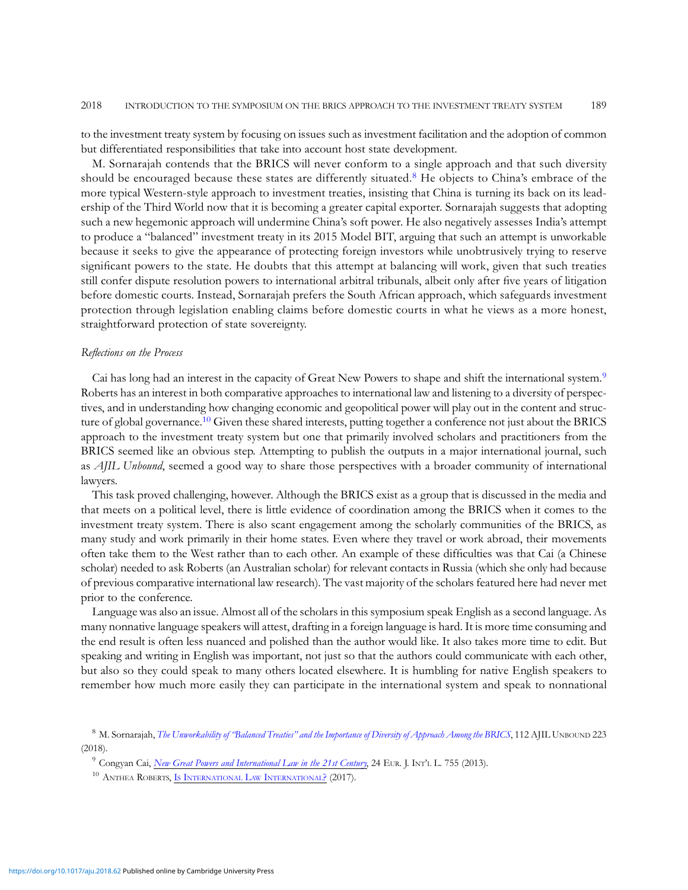to the investment treaty system by focusing on issues such as investment facilitation and the adoption of common but differentiated responsibilities that take into account host state development.

M. Sornarajah contends that the BRICS will never conform to a single approach and that such diversity should be encouraged because these states are differently situated.[8] He objects to China's embrace of the more typical Western-style approach to investment treaties, insisting that China is turning its back on its leadership of the Third World now that it is becoming a greater capital exporter. Sornarajah suggests that adopting such a new hegemonic approach will undermine China's soft power. He also negatively assesses India's attempt to produce a "balanced" investment treaty in its 2015 Model BIT, arguing that such an attempt is unworkable because it seeks to give the appearance of protecting foreign investors while unobtrusively trying to reserve significant powers to the state. He doubts that this attempt at balancing will work, given that such treaties still confer dispute resolution powers to international arbitral tribunals, albeit only after five years of litigation before domestic courts. Instead, Sornarajah prefers the South African approach, which safeguards investment protection through legislation enabling claims before domestic courts in what he views as a more honest, straightforward protection of state sovereignty.

### *Reflections on the Process*

Cai has long had an interest in the capacity of Great New Powers to shape and shift the international system.[9] Roberts has an interest in both comparative approaches to international law and listening to a diversity of perspectives, and in understanding how changing economic and geopolitical power will play out in the content and structure of global governance.[10] Given these shared interests, putting together a conference not just about the BRICS approach to the investment treaty system but one that primarily involved scholars and practitioners from the BRICS seemed like an obvious step. Attempting to publish the outputs in a major international journal, such as *AJIL Unbound*, seemed a good way to share those perspectives with a broader community of international lawyers.

This task proved challenging, however. Although the BRICS exist as a group that is discussed in the media and that meets on a political level, there is little evidence of coordination among the BRICS when it comes to the investment treaty system. There is also scant engagement among the scholarly communities of the BRICS, as many study and work primarily in their home states. Even where they travel or work abroad, their movements often take them to the West rather than to each other. An example of these difficulties was that Cai (a Chinese scholar) needed to ask Roberts (an Australian scholar) for relevant contacts in Russia (which she only had because of previous comparative international law research). The vast majority of the scholars featured here had never met prior to the conference.

Language was also an issue. Almost all of the scholars in this symposium speak English as a second language. As many nonnative language speakers will attest, drafting in a foreign language is hard. It is more time consuming and the end result is often less nuanced and polished than the author would like. It also takes more time to edit. But speaking and writing in English was important, not just so that the authors could communicate with each other, but also so they could speak to many others located elsewhere. It is humbling for native English speakers to remember how much more easily they can participate in the international system and speak to nonnational

[8] M. Sornarajah, *The Unworkability of "Balanced Treaties" and the Importance of Diversity of Approach Among the BRICS*, 112 AJIL Unbound 223 (2018).

[9] Congyan Cai, *New Great Powers and International Law in the 21st Century*, 24 Eur. J. Int'l L. 755 (2013).

[10] Anthea Roberts, Is International Law International? (2017).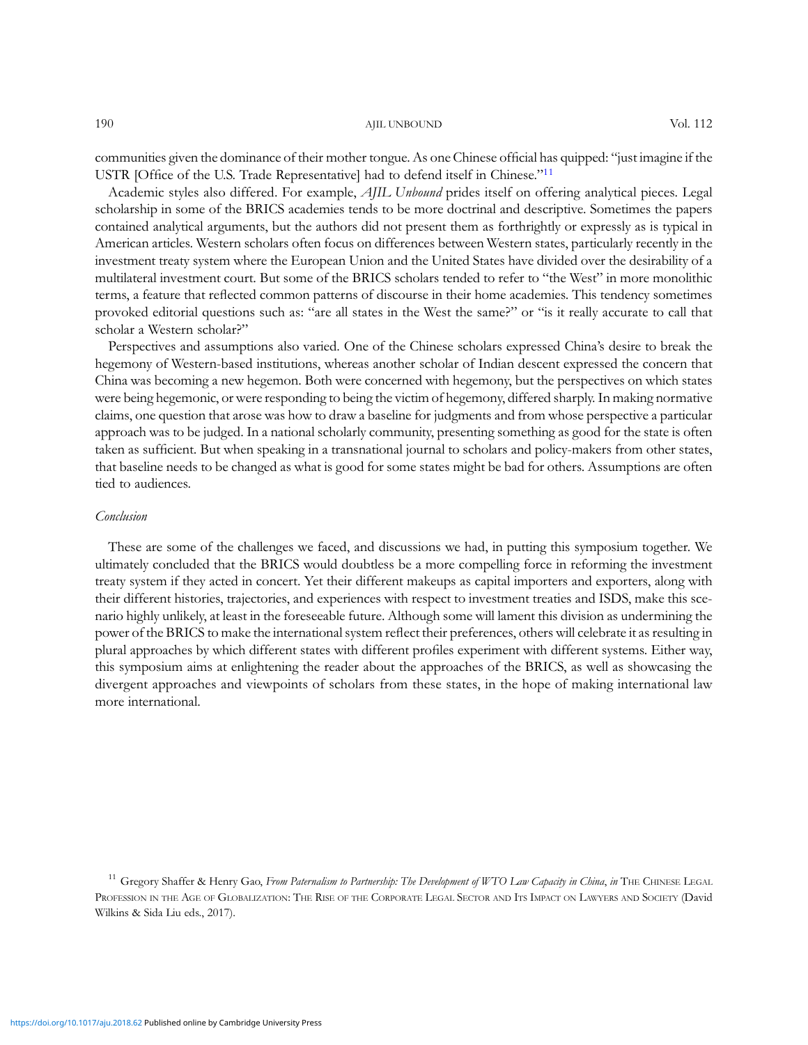communities given the dominance of their mother tongue. As one Chinese official has quipped: "just imagine if the USTR [Office of the U.S. Trade Representative] had to defend itself in Chinese."[11]

Academic styles also differed. For example, *AJIL Unbound* prides itself on offering analytical pieces. Legal scholarship in some of the BRICS academies tends to be more doctrinal and descriptive. Sometimes the papers contained analytical arguments, but the authors did not present them as forthrightly or expressly as is typical in American articles. Western scholars often focus on differences between Western states, particularly recently in the investment treaty system where the European Union and the United States have divided over the desirability of a multilateral investment court. But some of the BRICS scholars tended to refer to "the West" in more monolithic terms, a feature that reflected common patterns of discourse in their home academies. This tendency sometimes provoked editorial questions such as: "are all states in the West the same?" or "is it really accurate to call that scholar a Western scholar?"

Perspectives and assumptions also varied. One of the Chinese scholars expressed China's desire to break the hegemony of Western-based institutions, whereas another scholar of Indian descent expressed the concern that China was becoming a new hegemon. Both were concerned with hegemony, but the perspectives on which states were being hegemonic, or were responding to being the victim of hegemony, differed sharply. In making normative claims, one question that arose was how to draw a baseline for judgments and from whose perspective a particular approach was to be judged. In a national scholarly community, presenting something as good for the state is often taken as sufficient. But when speaking in a transnational journal to scholars and policy-makers from other states, that baseline needs to be changed as what is good for some states might be bad for others. Assumptions are often tied to audiences.

*Conclusion*

These are some of the challenges we faced, and discussions we had, in putting this symposium together. We ultimately concluded that the BRICS would doubtless be a more compelling force in reforming the investment treaty system if they acted in concert. Yet their different makeups as capital importers and exporters, along with their different histories, trajectories, and experiences with respect to investment treaties and ISDS, make this scenario highly unlikely, at least in the foreseeable future. Although some will lament this division as undermining the power of the BRICS to make the international system reflect their preferences, others will celebrate it as resulting in plural approaches by which different states with different profiles experiment with different systems. Either way, this symposium aims at enlightening the reader about the approaches of the BRICS, as well as showcasing the divergent approaches and viewpoints of scholars from these states, in the hope of making international law more international.

[11] Gregory Shaffer & Henry Gao, *From Paternalism to Partnership: The Development of WTO Law Capacity in China*, *in* The Chinese Legal Profession in the Age of Globalization: The Rise of the Corporate Legal Sector and Its Impact on Lawyers and Society (David Wilkins & Sida Liu eds., 2017).